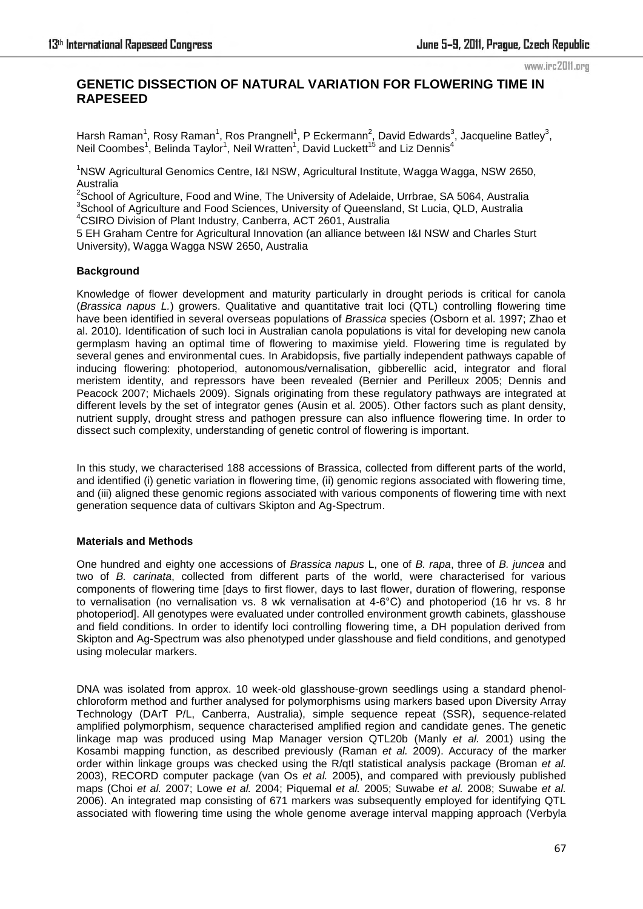# GENETIC DISSECTION OF NATURAL VARIATION FOR FLOWERING TIME IN RAPESEED

Harsh Raman[1], Rosy Raman[1], Ros Prangnell[1], P Eckermann[2], David Edwards[3], Jacqueline Batley[3], Neil Coombes[1], Belinda Taylor[1], Neil Wratten[1], David Luckett[15] and Liz Dennis[4]

[1]NSW Agricultural Genomics Centre, I&I NSW, Agricultural Institute, Wagga Wagga, NSW 2650, Australia
[2]School of Agriculture, Food and Wine, The University of Adelaide, Urrbrae, SA 5064, Australia
[3]School of Agriculture and Food Sciences, University of Queensland, St Lucia, QLD, Australia
[4]CSIRO Division of Plant Industry, Canberra, ACT 2601, Australia
5 EH Graham Centre for Agricultural Innovation (an alliance between I&I NSW and Charles Sturt University), Wagga Wagga NSW 2650, Australia

### Background

Knowledge of flower development and maturity particularly in drought periods is critical for canola (*Brassica napus L.*) growers. Qualitative and quantitative trait loci (QTL) controlling flowering time have been identified in several overseas populations of *Brassica* species (Osborn et al. 1997; Zhao et al. 2010). Identification of such loci in Australian canola populations is vital for developing new canola germplasm having an optimal time of flowering to maximise yield. Flowering time is regulated by several genes and environmental cues. In Arabidopsis, five partially independent pathways capable of inducing flowering: photoperiod, autonomous/vernalisation, gibberellic acid, integrator and floral meristem identity, and repressors have been revealed (Bernier and Perilleux 2005; Dennis and Peacock 2007; Michaels 2009). Signals originating from these regulatory pathways are integrated at different levels by the set of integrator genes (Ausin et al. 2005). Other factors such as plant density, nutrient supply, drought stress and pathogen pressure can also influence flowering time. In order to dissect such complexity, understanding of genetic control of flowering is important.

In this study, we characterised 188 accessions of Brassica, collected from different parts of the world, and identified (i) genetic variation in flowering time, (ii) genomic regions associated with flowering time, and (iii) aligned these genomic regions associated with various components of flowering time with next generation sequence data of cultivars Skipton and Ag-Spectrum.

### Materials and Methods

One hundred and eighty one accessions of *Brassica napus* L, one of *B. rapa*, three of *B. juncea* and two of *B. carinata*, collected from different parts of the world, were characterised for various components of flowering time [days to first flower, days to last flower, duration of flowering, response to vernalisation (no vernalisation vs. 8 wk vernalisation at 4-6°C) and photoperiod (16 hr vs. 8 hr photoperiod]. All genotypes were evaluated under controlled environment growth cabinets, glasshouse and field conditions. In order to identify loci controlling flowering time, a DH population derived from Skipton and Ag-Spectrum was also phenotyped under glasshouse and field conditions, and genotyped using molecular markers.

DNA was isolated from approx. 10 week-old glasshouse-grown seedlings using a standard phenol-chloroform method and further analysed for polymorphisms using markers based upon Diversity Array Technology (DArT P/L, Canberra, Australia), simple sequence repeat (SSR), sequence-related amplified polymorphism, sequence characterised amplified region and candidate genes. The genetic linkage map was produced using Map Manager version QTL20b (Manly *et al.* 2001) using the Kosambi mapping function, as described previously (Raman *et al.* 2009). Accuracy of the marker order within linkage groups was checked using the R/qtl statistical analysis package (Broman *et al.* 2003), RECORD computer package (van Os *et al.* 2005), and compared with previously published maps (Choi *et al.* 2007; Lowe *et al.* 2004; Piquemal *et al.* 2005; Suwabe *et al.* 2008; Suwabe *et al.* 2006). An integrated map consisting of 671 markers was subsequently employed for identifying QTL associated with flowering time using the whole genome average interval mapping approach (Verbyla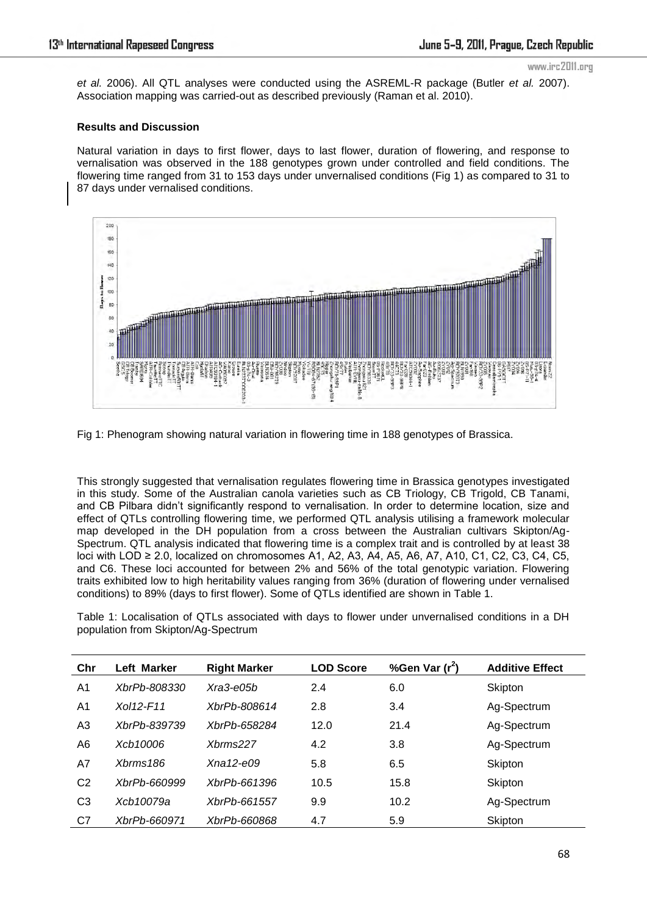*et al.* 2006). All QTL analyses were conducted using the ASREML-R package (Butler *et al.* 2007). Association mapping was carried-out as described previously (Raman et al. 2010).

**Results and Discussion**

Natural variation in days to first flower, days to last flower, duration of flowering, and response to vernalisation was observed in the 188 genotypes grown under controlled and field conditions. The flowering time ranged from 31 to 153 days under unvernalised conditions (Fig 1) as compared to 31 to 87 days under vernalised conditions.

Fig 1: Phenogram showing natural variation in flowering time in 188 genotypes of Brassica.

This strongly suggested that vernalisation regulates flowering time in Brassica genotypes investigated in this study. Some of the Australian canola varieties such as CB Triology, CB Trigold, CB Tanami, and CB Pilbara didn't significantly respond to vernalisation. In order to determine location, size and effect of QTLs controlling flowering time, we performed QTL analysis utilising a framework molecular map developed in the DH population from a cross between the Australian cultivars Skipton/Ag-Spectrum. QTL analysis indicated that flowering time is a complex trait and is controlled by at least 38 loci with LOD ≥ 2.0, localized on chromosomes A1, A2, A3, A4, A5, A6, A7, A10, C1, C2, C3, C4, C5, and C6. These loci accounted for between 2% and 56% of the total genotypic variation. Flowering traits exhibited low to high heritability values ranging from 36% (duration of flowering under vernalised conditions) to 89% (days to first flower). Some of QTLs identified are shown in Table 1.

Table 1: Localisation of QTLs associated with days to flower under unvernalised conditions in a DH population from Skipton/Ag-Spectrum

| Chr | Left Marker | Right Marker | LOD Score | %Gen Var ($r^2$) | Additive Effect |
|---|---|---|---|---|---|
| A1 | *XbrPb-808330* | *Xra3-e05b* | 2.4 | 6.0 | Skipton |
| A1 | *Xol12-F11* | *XbrPb-808614* | 2.8 | 3.4 | Ag-Spectrum |
| A3 | *XbrPb-839739* | *XbrPb-658284* | 12.0 | 21.4 | Ag-Spectrum |
| A6 | *Xcb10006* | *Xbrms227* | 4.2 | 3.8 | Ag-Spectrum |
| A7 | *Xbrms186* | *Xna12-e09* | 5.8 | 6.5 | Skipton |
| C2 | *XbrPb-660999* | *XbrPb-661396* | 10.5 | 15.8 | Skipton |
| C3 | *Xcb10079a* | *XbrPb-661557* | 9.9 | 10.2 | Ag-Spectrum |
| C7 | *XbrPb-660971* | *XbrPb-660868* | 4.7 | 5.9 | Skipton |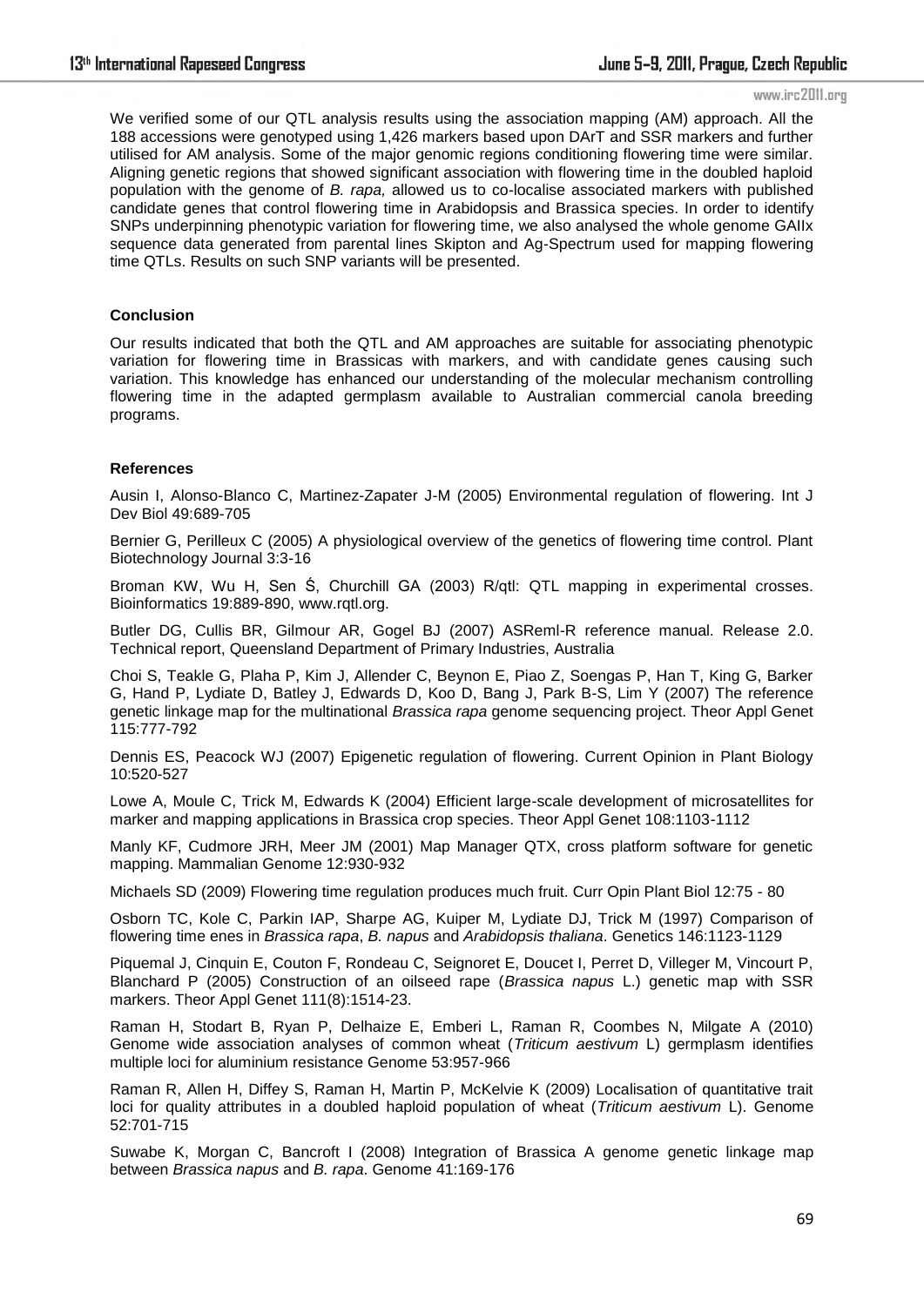We verified some of our QTL analysis results using the association mapping (AM) approach. All the 188 accessions were genotyped using 1,426 markers based upon DArT and SSR markers and further utilised for AM analysis. Some of the major genomic regions conditioning flowering time were similar. Aligning genetic regions that showed significant association with flowering time in the doubled haploid population with the genome of *B. rapa,* allowed us to co-localise associated markers with published candidate genes that control flowering time in Arabidopsis and Brassica species. In order to identify SNPs underpinning phenotypic variation for flowering time, we also analysed the whole genome GAIIx sequence data generated from parental lines Skipton and Ag-Spectrum used for mapping flowering time QTLs. Results on such SNP variants will be presented.

**Conclusion**

Our results indicated that both the QTL and AM approaches are suitable for associating phenotypic variation for flowering time in Brassicas with markers, and with candidate genes causing such variation. This knowledge has enhanced our understanding of the molecular mechanism controlling flowering time in the adapted germplasm available to Australian commercial canola breeding programs.

**References**

Ausin I, Alonso-Blanco C, Martinez-Zapater J-M (2005) Environmental regulation of flowering. Int J Dev Biol 49:689-705

Bernier G, Perilleux C (2005) A physiological overview of the genetics of flowering time control. Plant Biotechnology Journal 3:3-16

Broman KW, Wu H, Sen Ś, Churchill GA (2003) R/qtl: QTL mapping in experimental crosses. Bioinformatics 19:889-890, www.rqtl.org.

Butler DG, Cullis BR, Gilmour AR, Gogel BJ (2007) ASReml-R reference manual. Release 2.0. Technical report, Queensland Department of Primary Industries, Australia

Choi S, Teakle G, Plaha P, Kim J, Allender C, Beynon E, Piao Z, Soengas P, Han T, King G, Barker G, Hand P, Lydiate D, Batley J, Edwards D, Koo D, Bang J, Park B-S, Lim Y (2007) The reference genetic linkage map for the multinational *Brassica rapa* genome sequencing project. Theor Appl Genet 115:777-792

Dennis ES, Peacock WJ (2007) Epigenetic regulation of flowering. Current Opinion in Plant Biology 10:520-527

Lowe A, Moule C, Trick M, Edwards K (2004) Efficient large-scale development of microsatellites for marker and mapping applications in Brassica crop species. Theor Appl Genet 108:1103-1112

Manly KF, Cudmore JRH, Meer JM (2001) Map Manager QTX, cross platform software for genetic mapping. Mammalian Genome 12:930-932

Michaels SD (2009) Flowering time regulation produces much fruit. Curr Opin Plant Biol 12:75 - 80

Osborn TC, Kole C, Parkin IAP, Sharpe AG, Kuiper M, Lydiate DJ, Trick M (1997) Comparison of flowering time enes in *Brassica rapa*, *B. napus* and *Arabidopsis thaliana*. Genetics 146:1123-1129

Piquemal J, Cinquin E, Couton F, Rondeau C, Seignoret E, Doucet I, Perret D, Villeger M, Vincourt P, Blanchard P (2005) Construction of an oilseed rape (*Brassica napus* L.) genetic map with SSR markers. Theor Appl Genet 111(8):1514-23.

Raman H, Stodart B, Ryan P, Delhaize E, Emberi L, Raman R, Coombes N, Milgate A (2010) Genome wide association analyses of common wheat (*Triticum aestivum* L) germplasm identifies multiple loci for aluminium resistance Genome 53:957-966

Raman R, Allen H, Diffey S, Raman H, Martin P, McKelvie K (2009) Localisation of quantitative trait loci for quality attributes in a doubled haploid population of wheat (*Triticum aestivum* L). Genome 52:701-715

Suwabe K, Morgan C, Bancroft I (2008) Integration of Brassica A genome genetic linkage map between *Brassica napus* and *B. rapa*. Genome 41:169-176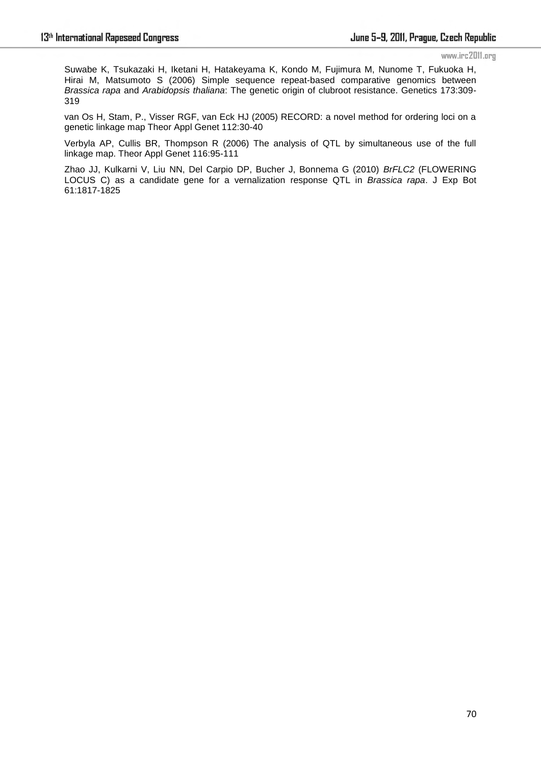Suwabe K, Tsukazaki H, Iketani H, Hatakeyama K, Kondo M, Fujimura M, Nunome T, Fukuoka H, Hirai M, Matsumoto S (2006) Simple sequence repeat-based comparative genomics between *Brassica rapa* and *Arabidopsis thaliana*: The genetic origin of clubroot resistance. Genetics 173:309-319

van Os H, Stam, P., Visser RGF, van Eck HJ (2005) RECORD: a novel method for ordering loci on a genetic linkage map Theor Appl Genet 112:30-40

Verbyla AP, Cullis BR, Thompson R (2006) The analysis of QTL by simultaneous use of the full linkage map. Theor Appl Genet 116:95-111

Zhao JJ, Kulkarni V, Liu NN, Del Carpio DP, Bucher J, Bonnema G (2010) *BrFLC2* (FLOWERING LOCUS C) as a candidate gene for a vernalization response QTL in *Brassica rapa*. J Exp Bot 61:1817-1825